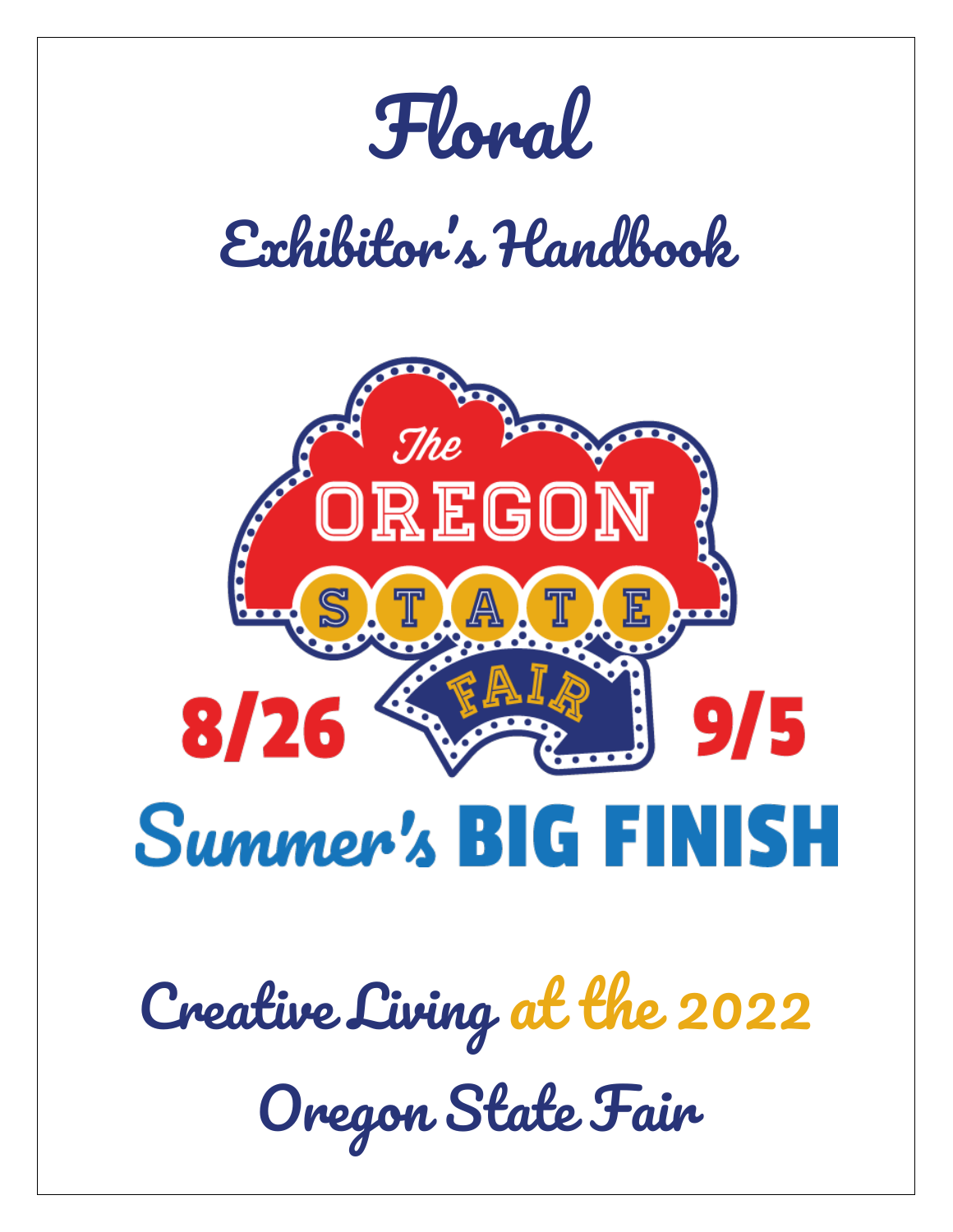# Floral

## Exhibitor's Handbook

The OREGON STATE FAIR

8/26 9/5

Summer's BIG FINISH

## Creative Living at the 2022

## Oregon State Fair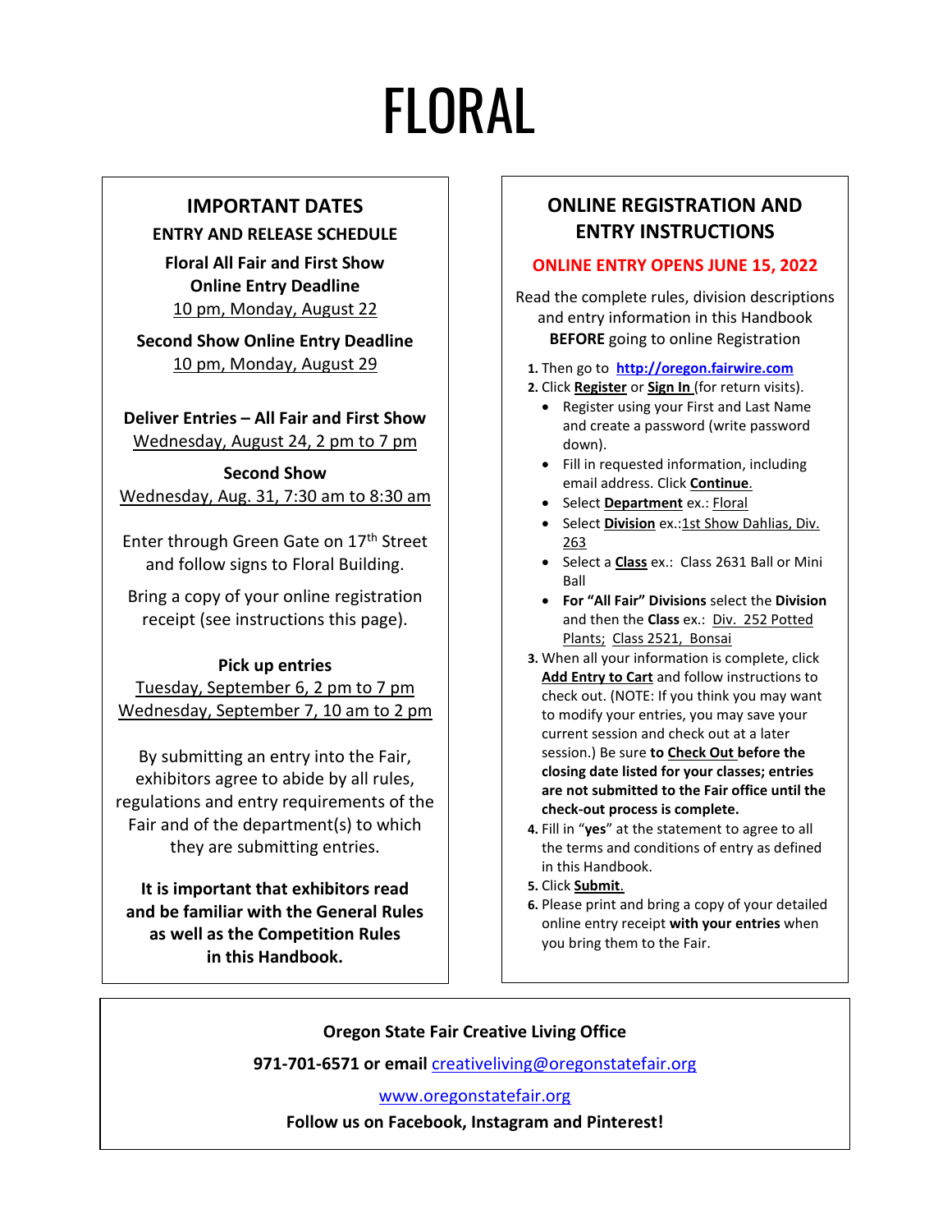# FLORAL

## IMPORTANT DATES

### ENTRY AND RELEASE SCHEDULE

**Floral All Fair and First Show Online Entry Deadline**
10 pm, Monday, August 22

**Second Show Online Entry Deadline**
10 pm, Monday, August 29

**Deliver Entries – All Fair and First Show**
Wednesday, August 24, 2 pm to 7 pm

**Second Show**
Wednesday, Aug. 31, 7:30 am to 8:30 am

Enter through Green Gate on 17th Street and follow signs to Floral Building.

Bring a copy of your online registration receipt (see instructions this page).

**Pick up entries**
Tuesday, September 6, 2 pm to 7 pm
Wednesday, September 7, 10 am to 2 pm

By submitting an entry into the Fair, exhibitors agree to abide by all rules, regulations and entry requirements of the Fair and of the department(s) to which they are submitting entries.

**It is important that exhibitors read and be familiar with the General Rules as well as the Competition Rules in this Handbook.**

## ONLINE REGISTRATION AND ENTRY INSTRUCTIONS

**ONLINE ENTRY OPENS JUNE 15, 2022**

Read the complete rules, division descriptions and entry information in this Handbook **BEFORE** going to online Registration

1. Then go to **http://oregon.fairwire.com**
2. Click **Register** or **Sign In** (for return visits).
   - Register using your First and Last Name and create a password (write password down).
   - Fill in requested information, including email address. Click **Continue**.
   - Select **Department** ex.: Floral
   - Select **Division** ex.:1st Show Dahlias, Div. 263
   - Select a **Class** ex.: Class 2631 Ball or Mini Ball
   - **For "All Fair" Divisions** select the **Division** and then the **Class** ex.: Div. 252 Potted Plants; Class 2521, Bonsai
3. When all your information is complete, click **Add Entry to Cart** and follow instructions to check out. (NOTE: If you think you may want to modify your entries, you may save your current session and check out at a later session.) Be sure **to Check Out before the closing date listed for your classes; entries are not submitted to the Fair office until the check-out process is complete.**
4. Fill in "**yes**" at the statement to agree to all the terms and conditions of entry as defined in this Handbook.
5. Click **Submit**.
6. Please print and bring a copy of your detailed online entry receipt **with your entries** when you bring them to the Fair.

**Oregon State Fair Creative Living Office**

**971-701-6571 or email** creativeliving@oregonstatefair.org

www.oregonstatefair.org

**Follow us on Facebook, Instagram and Pinterest!**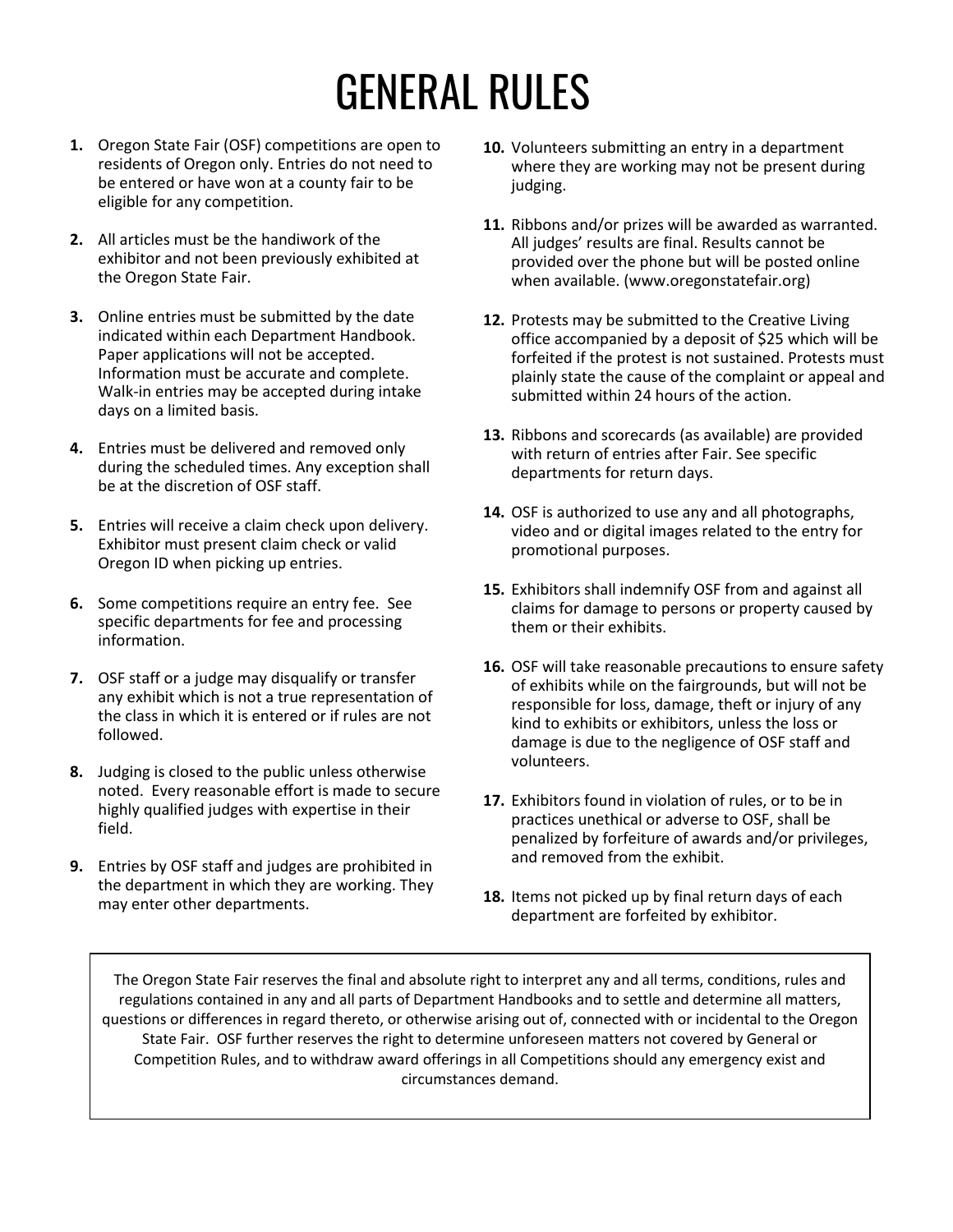# GENERAL RULES

1. Oregon State Fair (OSF) competitions are open to residents of Oregon only. Entries do not need to be entered or have won at a county fair to be eligible for any competition.

2. All articles must be the handiwork of the exhibitor and not been previously exhibited at the Oregon State Fair.

3. Online entries must be submitted by the date indicated within each Department Handbook. Paper applications will not be accepted. Information must be accurate and complete. Walk-in entries may be accepted during intake days on a limited basis.

4. Entries must be delivered and removed only during the scheduled times. Any exception shall be at the discretion of OSF staff.

5. Entries will receive a claim check upon delivery. Exhibitor must present claim check or valid Oregon ID when picking up entries.

6. Some competitions require an entry fee. See specific departments for fee and processing information.

7. OSF staff or a judge may disqualify or transfer any exhibit which is not a true representation of the class in which it is entered or if rules are not followed.

8. Judging is closed to the public unless otherwise noted. Every reasonable effort is made to secure highly qualified judges with expertise in their field.

9. Entries by OSF staff and judges are prohibited in the department in which they are working. They may enter other departments.

10. Volunteers submitting an entry in a department where they are working may not be present during judging.

11. Ribbons and/or prizes will be awarded as warranted. All judges' results are final. Results cannot be provided over the phone but will be posted online when available. (www.oregonstatefair.org)

12. Protests may be submitted to the Creative Living office accompanied by a deposit of $25 which will be forfeited if the protest is not sustained. Protests must plainly state the cause of the complaint or appeal and submitted within 24 hours of the action.

13. Ribbons and scorecards (as available) are provided with return of entries after Fair. See specific departments for return days.

14. OSF is authorized to use any and all photographs, video and or digital images related to the entry for promotional purposes.

15. Exhibitors shall indemnify OSF from and against all claims for damage to persons or property caused by them or their exhibits.

16. OSF will take reasonable precautions to ensure safety of exhibits while on the fairgrounds, but will not be responsible for loss, damage, theft or injury of any kind to exhibits or exhibitors, unless the loss or damage is due to the negligence of OSF staff and volunteers.

17. Exhibitors found in violation of rules, or to be in practices unethical or adverse to OSF, shall be penalized by forfeiture of awards and/or privileges, and removed from the exhibit.

18. Items not picked up by final return days of each department are forfeited by exhibitor.

The Oregon State Fair reserves the final and absolute right to interpret any and all terms, conditions, rules and regulations contained in any and all parts of Department Handbooks and to settle and determine all matters, questions or differences in regard thereto, or otherwise arising out of, connected with or incidental to the Oregon State Fair. OSF further reserves the right to determine unforeseen matters not covered by General or Competition Rules, and to withdraw award offerings in all Competitions should any emergency exist and circumstances demand.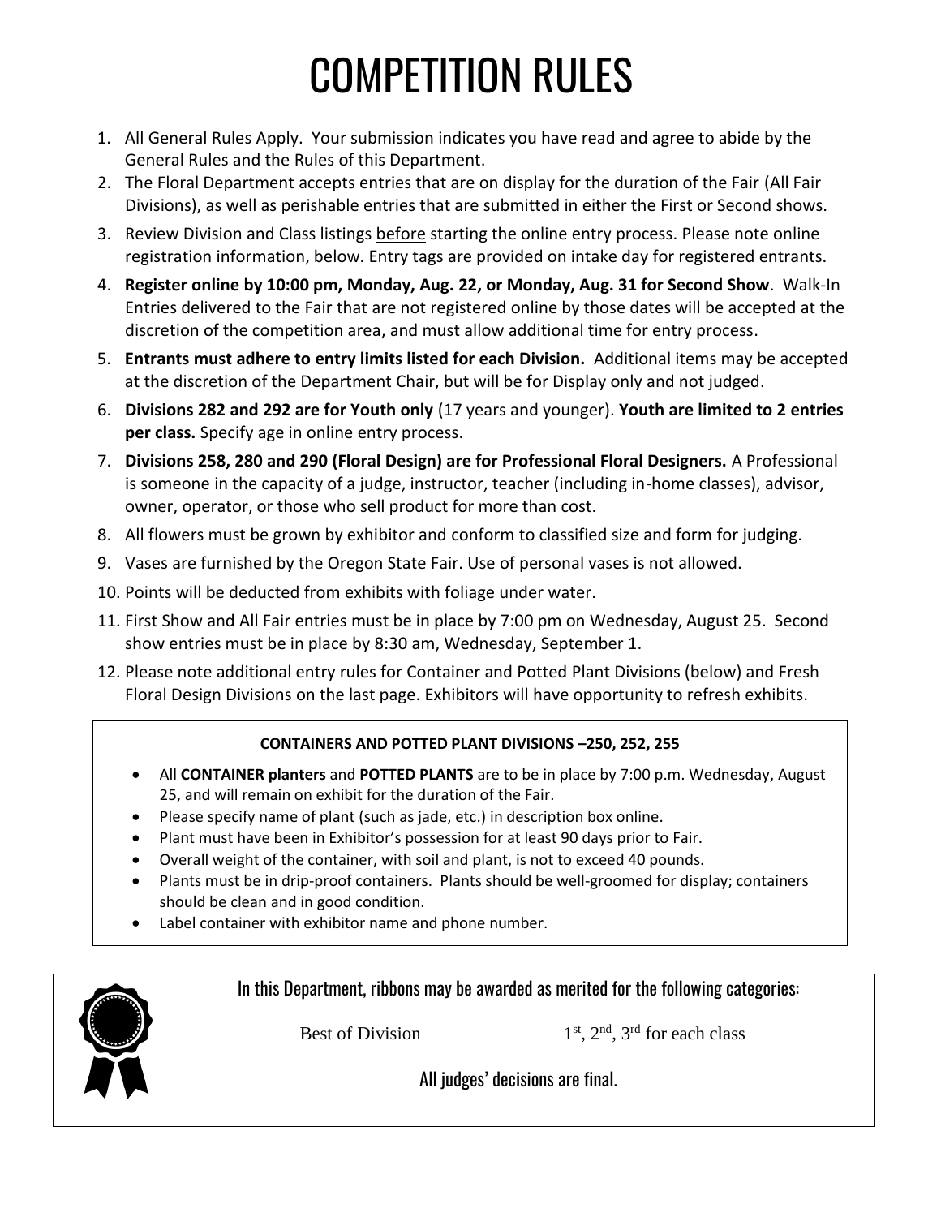# COMPETITION RULES

1. All General Rules Apply. Your submission indicates you have read and agree to abide by the General Rules and the Rules of this Department.
2. The Floral Department accepts entries that are on display for the duration of the Fair (All Fair Divisions), as well as perishable entries that are submitted in either the First or Second shows.
3. Review Division and Class listings before starting the online entry process. Please note online registration information, below. Entry tags are provided on intake day for registered entrants.
4. **Register online by 10:00 pm, Monday, Aug. 22, or Monday, Aug. 31 for Second Show**. Walk-In Entries delivered to the Fair that are not registered online by those dates will be accepted at the discretion of the competition area, and must allow additional time for entry process.
5. **Entrants must adhere to entry limits listed for each Division.** Additional items may be accepted at the discretion of the Department Chair, but will be for Display only and not judged.
6. **Divisions 282 and 292 are for Youth only** (17 years and younger). **Youth are limited to 2 entries per class.** Specify age in online entry process.
7. **Divisions 258, 280 and 290 (Floral Design) are for Professional Floral Designers.** A Professional is someone in the capacity of a judge, instructor, teacher (including in-home classes), advisor, owner, operator, or those who sell product for more than cost.
8. All flowers must be grown by exhibitor and conform to classified size and form for judging.
9. Vases are furnished by the Oregon State Fair. Use of personal vases is not allowed.
10. Points will be deducted from exhibits with foliage under water.
11. First Show and All Fair entries must be in place by 7:00 pm on Wednesday, August 25. Second show entries must be in place by 8:30 am, Wednesday, September 1.
12. Please note additional entry rules for Container and Potted Plant Divisions (below) and Fresh Floral Design Divisions on the last page. Exhibitors will have opportunity to refresh exhibits.

**CONTAINERS AND POTTED PLANT DIVISIONS –250, 252, 255**

- All **CONTAINER planters** and **POTTED PLANTS** are to be in place by 7:00 p.m. Wednesday, August 25, and will remain on exhibit for the duration of the Fair.
- Please specify name of plant (such as jade, etc.) in description box online.
- Plant must have been in Exhibitor's possession for at least 90 days prior to Fair.
- Overall weight of the container, with soil and plant, is not to exceed 40 pounds.
- Plants must be in drip-proof containers. Plants should be well-groomed for display; containers should be clean and in good condition.
- Label container with exhibitor name and phone number.

In this Department, ribbons may be awarded as merited for the following categories:

Best of Division

1st, 2nd, 3rd for each class

All judges' decisions are final.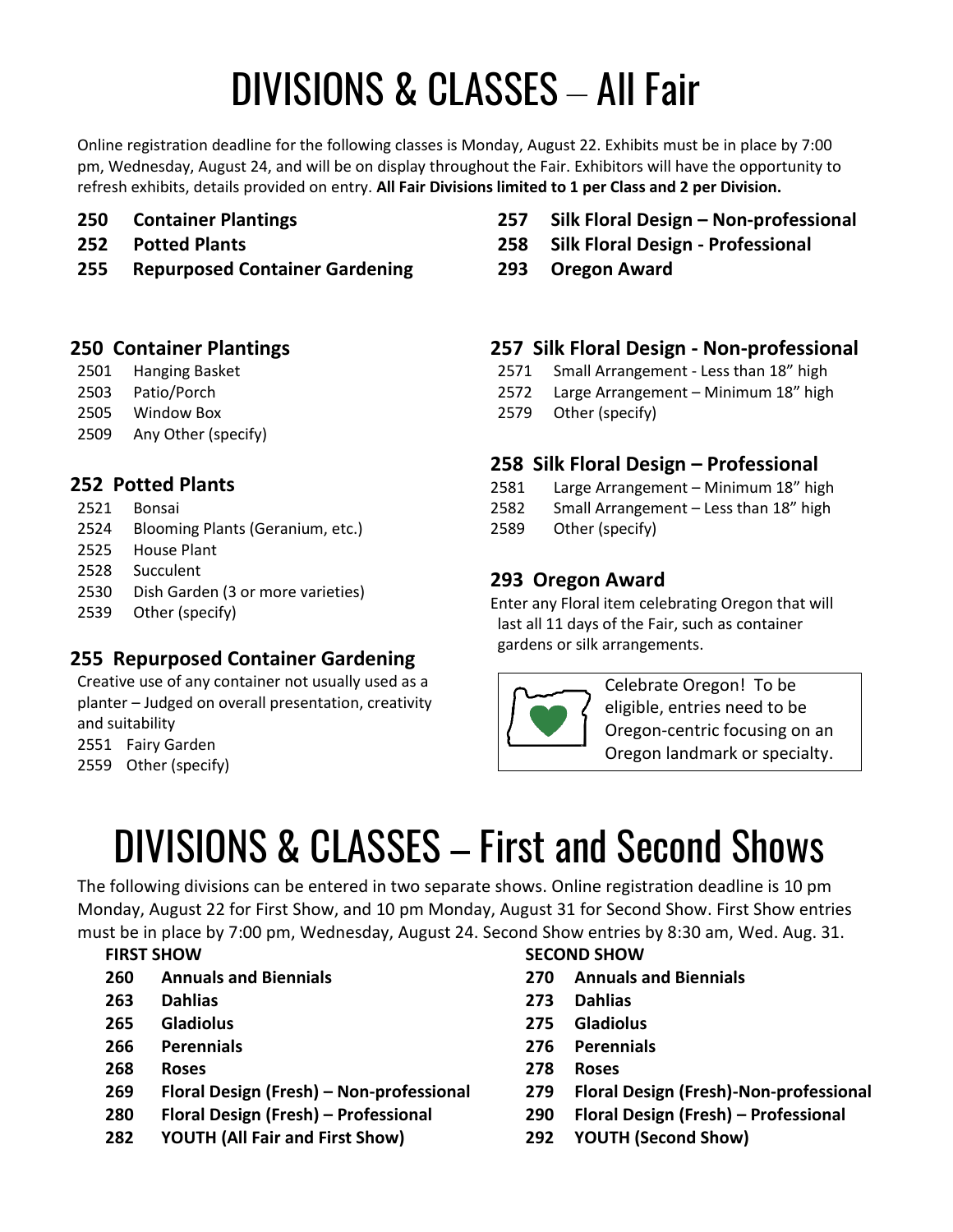# DIVISIONS & CLASSES – All Fair

Online registration deadline for the following classes is Monday, August 22. Exhibits must be in place by 7:00 pm, Wednesday, August 24, and will be on display throughout the Fair. Exhibitors will have the opportunity to refresh exhibits, details provided on entry. **All Fair Divisions limited to 1 per Class and 2 per Division.**

- **250 Container Plantings**
- **252 Potted Plants**
- **255 Repurposed Container Gardening**
- **257 Silk Floral Design – Non-professional**
- **258 Silk Floral Design - Professional**
- **293 Oregon Award**

## 250 Container Plantings

- 2501 Hanging Basket
- 2503 Patio/Porch
- 2505 Window Box
- 2509 Any Other (specify)

## 252 Potted Plants

- 2521 Bonsai
- 2524 Blooming Plants (Geranium, etc.)
- 2525 House Plant
- 2528 Succulent
- 2530 Dish Garden (3 or more varieties)
- 2539 Other (specify)

## 255 Repurposed Container Gardening

Creative use of any container not usually used as a planter – Judged on overall presentation, creativity and suitability

- 2551 Fairy Garden
- 2559 Other (specify)

## 257 Silk Floral Design - Non-professional

- 2571 Small Arrangement - Less than 18" high
- 2572 Large Arrangement – Minimum 18" high
- 2579 Other (specify)

## 258 Silk Floral Design – Professional

- 2581 Large Arrangement – Minimum 18" high
- 2582 Small Arrangement – Less than 18" high
- 2589 Other (specify)

## 293 Oregon Award

Enter any Floral item celebrating Oregon that will last all 11 days of the Fair, such as container gardens or silk arrangements.

Celebrate Oregon! To be eligible, entries need to be Oregon-centric focusing on an Oregon landmark or specialty.

# DIVISIONS & CLASSES – First and Second Shows

The following divisions can be entered in two separate shows. Online registration deadline is 10 pm Monday, August 22 for First Show, and 10 pm Monday, August 31 for Second Show. First Show entries must be in place by 7:00 pm, Wednesday, August 24. Second Show entries by 8:30 am, Wed. Aug. 31.

**FIRST SHOW**

- **260 Annuals and Biennials**
- **263 Dahlias**
- **265 Gladiolus**
- **266 Perennials**
- **268 Roses**
- **269 Floral Design (Fresh) – Non-professional**
- **280 Floral Design (Fresh) – Professional**
- **282 YOUTH (All Fair and First Show)**

**SECOND SHOW**

- **270 Annuals and Biennials**
- **273 Dahlias**
- **275 Gladiolus**
- **276 Perennials**
- **278 Roses**
- **279 Floral Design (Fresh)-Non-professional**
- **290 Floral Design (Fresh) – Professional**
- **292 YOUTH (Second Show)**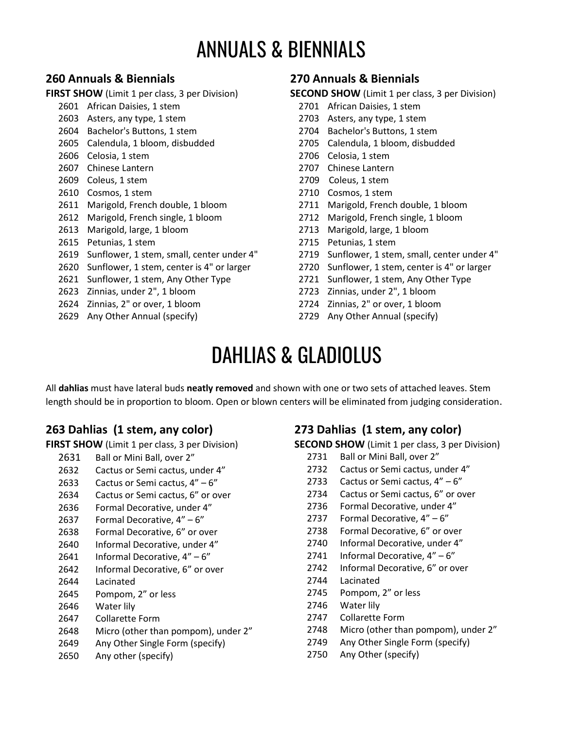# ANNUALS & BIENNIALS

### 260 Annuals & Biennials

**FIRST SHOW** (Limit 1 per class, 3 per Division)

- 2601 African Daisies, 1 stem
- 2603 Asters, any type, 1 stem
- 2604 Bachelor's Buttons, 1 stem
- 2605 Calendula, 1 bloom, disbudded
- 2606 Celosia, 1 stem
- 2607 Chinese Lantern
- 2609 Coleus, 1 stem
- 2610 Cosmos, 1 stem
- 2611 Marigold, French double, 1 bloom
- 2612 Marigold, French single, 1 bloom
- 2613 Marigold, large, 1 bloom
- 2615 Petunias, 1 stem
- 2619 Sunflower, 1 stem, small, center under 4"
- 2620 Sunflower, 1 stem, center is 4" or larger
- 2621 Sunflower, 1 stem, Any Other Type
- 2623 Zinnias, under 2", 1 bloom
- 2624 Zinnias, 2" or over, 1 bloom
- 2629 Any Other Annual (specify)

### 270 Annuals & Biennials

**SECOND SHOW** (Limit 1 per class, 3 per Division)

- 2701 African Daisies, 1 stem
- 2703 Asters, any type, 1 stem
- 2704 Bachelor's Buttons, 1 stem
- 2705 Calendula, 1 bloom, disbudded
- 2706 Celosia, 1 stem
- 2707 Chinese Lantern
- 2709 Coleus, 1 stem
- 2710 Cosmos, 1 stem
- 2711 Marigold, French double, 1 bloom
- 2712 Marigold, French single, 1 bloom
- 2713 Marigold, large, 1 bloom
- 2715 Petunias, 1 stem
- 2719 Sunflower, 1 stem, small, center under 4"
- 2720 Sunflower, 1 stem, center is 4" or larger
- 2721 Sunflower, 1 stem, Any Other Type
- 2723 Zinnias, under 2", 1 bloom
- 2724 Zinnias, 2" or over, 1 bloom
- 2729 Any Other Annual (specify)

# DAHLIAS & GLADIOLUS

All **dahlias** must have lateral buds **neatly removed** and shown with one or two sets of attached leaves. Stem length should be in proportion to bloom. Open or blown centers will be eliminated from judging consideration.

### 263 Dahlias (1 stem, any color)

**FIRST SHOW** (Limit 1 per class, 3 per Division)

- 2631 Ball or Mini Ball, over 2”
- 2632 Cactus or Semi cactus, under 4”
- 2633 Cactus or Semi cactus, 4” – 6”
- 2634 Cactus or Semi cactus, 6” or over
- 2636 Formal Decorative, under 4”
- 2637 Formal Decorative, 4” – 6”
- 2638 Formal Decorative, 6” or over
- 2640 Informal Decorative, under 4”
- 2641 Informal Decorative, 4” – 6”
- 2642 Informal Decorative, 6” or over
- 2644 Lacinated
- 2645 Pompom, 2” or less
- 2646 Water lily
- 2647 Collarette Form
- 2648 Micro (other than pompom), under 2”
- 2649 Any Other Single Form (specify)
- 2650 Any other (specify)

### 273 Dahlias (1 stem, any color)

**SECOND SHOW** (Limit 1 per class, 3 per Division)

- 2731 Ball or Mini Ball, over 2”
- 2732 Cactus or Semi cactus, under 4”
- 2733 Cactus or Semi cactus, 4” – 6”
- 2734 Cactus or Semi cactus, 6” or over
- 2736 Formal Decorative, under 4”
- 2737 Formal Decorative, 4” – 6”
- 2738 Formal Decorative, 6” or over
- 2740 Informal Decorative, under 4”
- 2741 Informal Decorative, 4” – 6”
- 2742 Informal Decorative, 6” or over
- 2744 Lacinated
- 2745 Pompom, 2” or less
- 2746 Water lily
- 2747 Collarette Form
- 2748 Micro (other than pompom), under 2”
- 2749 Any Other Single Form (specify)
- 2750 Any Other (specify)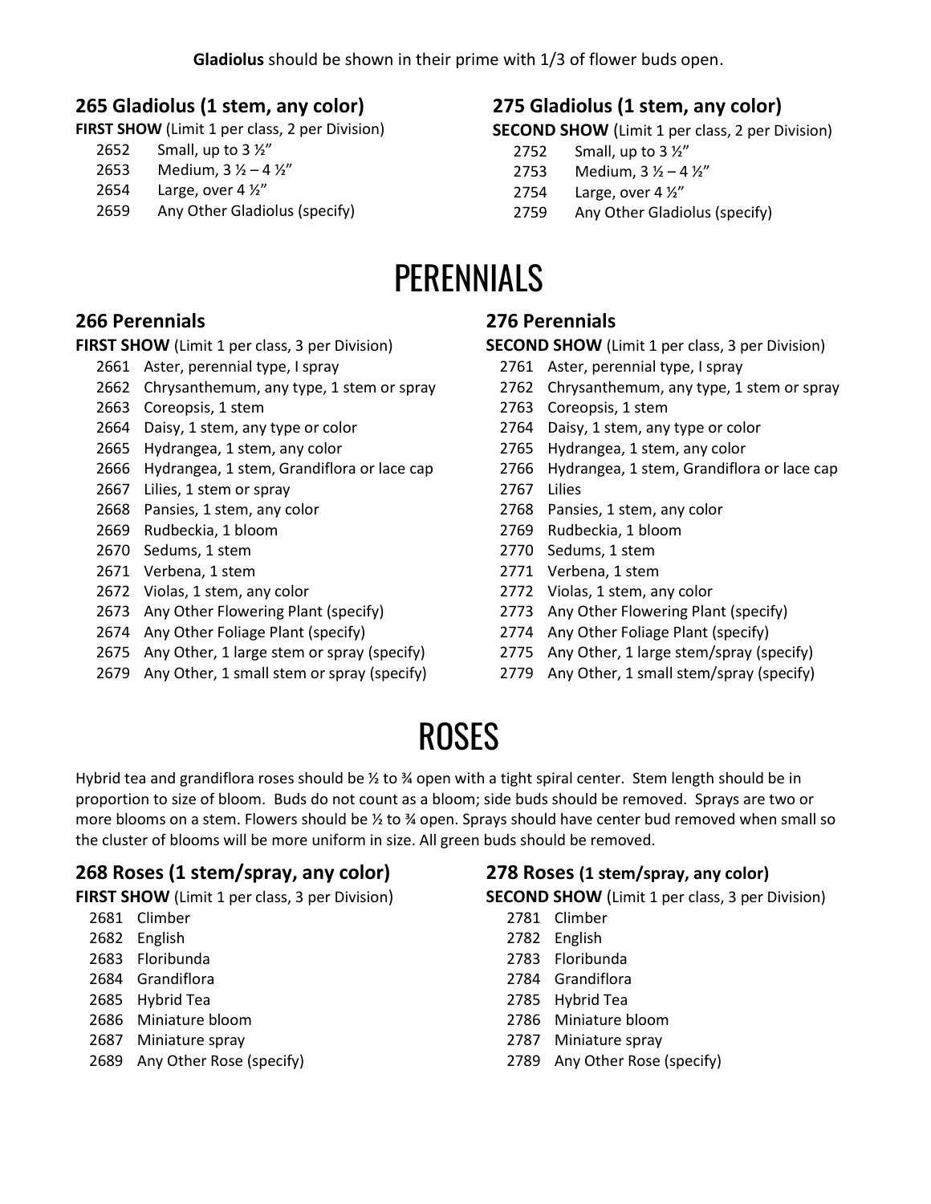**Gladiolus** should be shown in their prime with 1/3 of flower buds open.

### 265 Gladiolus (1 stem, any color)

**FIRST SHOW** (Limit 1 per class, 2 per Division)

- 2652 Small, up to 3 ½"
- 2653 Medium, 3 ½ – 4 ½"
- 2654 Large, over 4 ½"
- 2659 Any Other Gladiolus (specify)

### 275 Gladiolus (1 stem, any color)

**SECOND SHOW** (Limit 1 per class, 2 per Division)

- 2752 Small, up to 3 ½"
- 2753 Medium, 3 ½ – 4 ½"
- 2754 Large, over 4 ½"
- 2759 Any Other Gladiolus (specify)

# PERENNIALS

### 266 Perennials

**FIRST SHOW** (Limit 1 per class, 3 per Division)

- 2661 Aster, perennial type, I spray
- 2662 Chrysanthemum, any type, 1 stem or spray
- 2663 Coreopsis, 1 stem
- 2664 Daisy, 1 stem, any type or color
- 2665 Hydrangea, 1 stem, any color
- 2666 Hydrangea, 1 stem, Grandiflora or lace cap
- 2667 Lilies, 1 stem or spray
- 2668 Pansies, 1 stem, any color
- 2669 Rudbeckia, 1 bloom
- 2670 Sedums, 1 stem
- 2671 Verbena, 1 stem
- 2672 Violas, 1 stem, any color
- 2673 Any Other Flowering Plant (specify)
- 2674 Any Other Foliage Plant (specify)
- 2675 Any Other, 1 large stem or spray (specify)
- 2679 Any Other, 1 small stem or spray (specify)

### 276 Perennials

**SECOND SHOW** (Limit 1 per class, 3 per Division)

- 2761 Aster, perennial type, I spray
- 2762 Chrysanthemum, any type, 1 stem or spray
- 2763 Coreopsis, 1 stem
- 2764 Daisy, 1 stem, any type or color
- 2765 Hydrangea, 1 stem, any color
- 2766 Hydrangea, 1 stem, Grandiflora or lace cap
- 2767 Lilies
- 2768 Pansies, 1 stem, any color
- 2769 Rudbeckia, 1 bloom
- 2770 Sedums, 1 stem
- 2771 Verbena, 1 stem
- 2772 Violas, 1 stem, any color
- 2773 Any Other Flowering Plant (specify)
- 2774 Any Other Foliage Plant (specify)
- 2775 Any Other, 1 large stem/spray (specify)
- 2779 Any Other, 1 small stem/spray (specify)

# ROSES

Hybrid tea and grandiflora roses should be ½ to ¾ open with a tight spiral center. Stem length should be in proportion to size of bloom. Buds do not count as a bloom; side buds should be removed. Sprays are two or more blooms on a stem. Flowers should be ½ to ¾ open. Sprays should have center bud removed when small so the cluster of blooms will be more uniform in size. All green buds should be removed.

### 268 Roses (1 stem/spray, any color)

**FIRST SHOW** (Limit 1 per class, 3 per Division)

- 2681 Climber
- 2682 English
- 2683 Floribunda
- 2684 Grandiflora
- 2685 Hybrid Tea
- 2686 Miniature bloom
- 2687 Miniature spray
- 2689 Any Other Rose (specify)

### 278 Roses (1 stem/spray, any color)

**SECOND SHOW** (Limit 1 per class, 3 per Division)

- 2781 Climber
- 2782 English
- 2783 Floribunda
- 2784 Grandiflora
- 2785 Hybrid Tea
- 2786 Miniature bloom
- 2787 Miniature spray
- 2789 Any Other Rose (specify)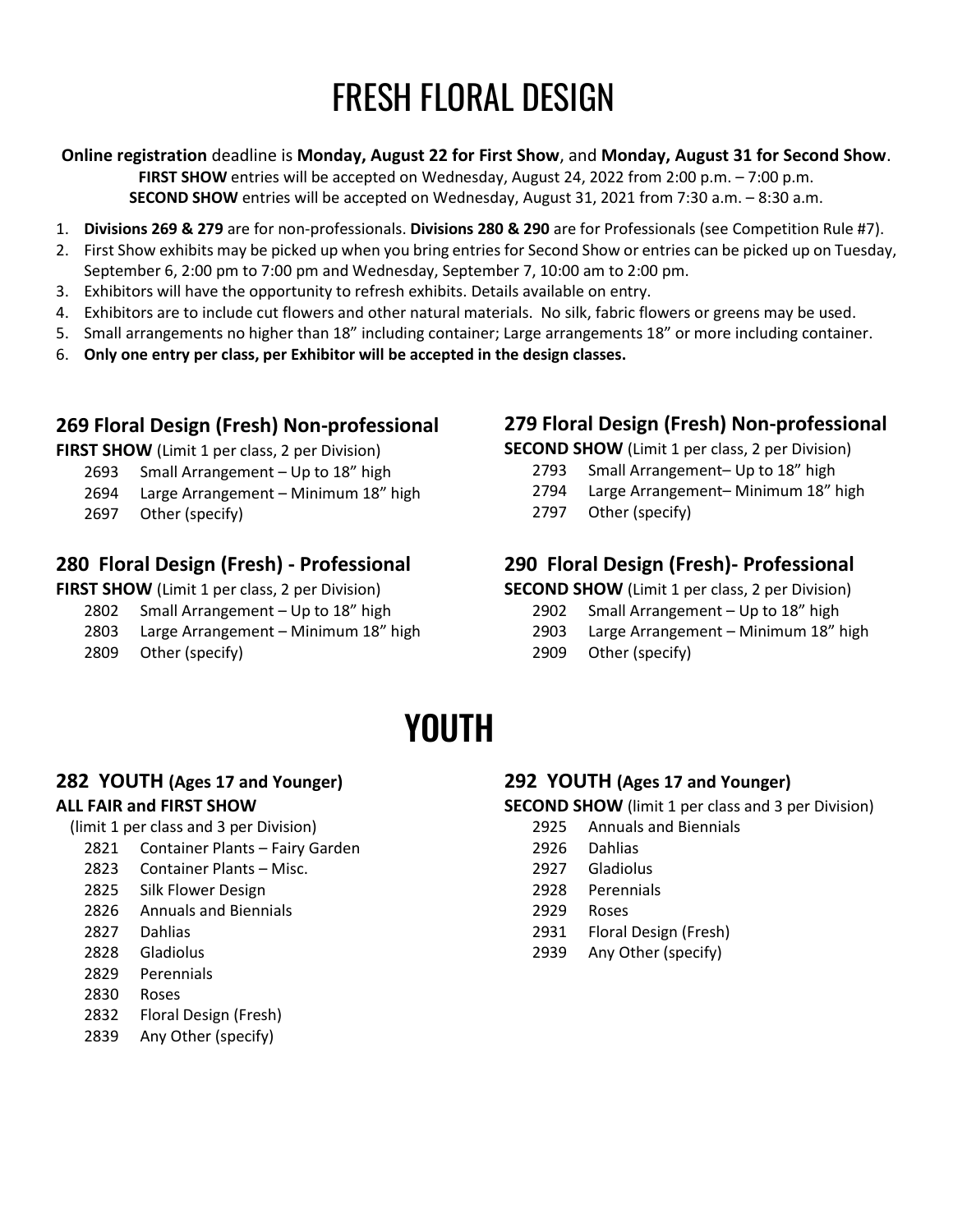# FRESH FLORAL DESIGN

**Online registration** deadline is **Monday, August 22 for First Show**, and **Monday, August 31 for Second Show**.

**FIRST SHOW** entries will be accepted on Wednesday, August 24, 2022 from 2:00 p.m. – 7:00 p.m.

**SECOND SHOW** entries will be accepted on Wednesday, August 31, 2021 from 7:30 a.m. – 8:30 a.m.

1. **Divisions 269 & 279** are for non-professionals. **Divisions 280 & 290** are for Professionals (see Competition Rule #7).
2. First Show exhibits may be picked up when you bring entries for Second Show or entries can be picked up on Tuesday, September 6, 2:00 pm to 7:00 pm and Wednesday, September 7, 10:00 am to 2:00 pm.
3. Exhibitors will have the opportunity to refresh exhibits. Details available on entry.
4. Exhibitors are to include cut flowers and other natural materials. No silk, fabric flowers or greens may be used.
5. Small arrangements no higher than 18" including container; Large arrangements 18" or more including container.
6. **Only one entry per class, per Exhibitor will be accepted in the design classes.**

### 269 Floral Design (Fresh) Non-professional

**FIRST SHOW** (Limit 1 per class, 2 per Division)

- 2693 Small Arrangement – Up to 18" high
- 2694 Large Arrangement – Minimum 18" high
- 2697 Other (specify)

### 280 Floral Design (Fresh) - Professional

**FIRST SHOW** (Limit 1 per class, 2 per Division)

- 2802 Small Arrangement – Up to 18" high
- 2803 Large Arrangement – Minimum 18" high
- 2809 Other (specify)

### 279 Floral Design (Fresh) Non-professional

**SECOND SHOW** (Limit 1 per class, 2 per Division)

- 2793 Small Arrangement– Up to 18" high
- 2794 Large Arrangement– Minimum 18" high
- 2797 Other (specify)

### 290 Floral Design (Fresh)- Professional

**SECOND SHOW** (Limit 1 per class, 2 per Division)

- 2902 Small Arrangement – Up to 18" high
- 2903 Large Arrangement – Minimum 18" high
- 2909 Other (specify)

# YOUTH

### 282 YOUTH (Ages 17 and Younger)

**ALL FAIR and FIRST SHOW**

(limit 1 per class and 3 per Division)

- 2821 Container Plants – Fairy Garden
- 2823 Container Plants – Misc.
- 2825 Silk Flower Design
- 2826 Annuals and Biennials
- 2827 Dahlias
- 2828 Gladiolus
- 2829 Perennials
- 2830 Roses
- 2832 Floral Design (Fresh)
- 2839 Any Other (specify)

### 292 YOUTH (Ages 17 and Younger)

**SECOND SHOW** (limit 1 per class and 3 per Division)

- 2925 Annuals and Biennials
- 2926 Dahlias
- 2927 Gladiolus
- 2928 Perennials
- 2929 Roses
- 2931 Floral Design (Fresh)
- 2939 Any Other (specify)